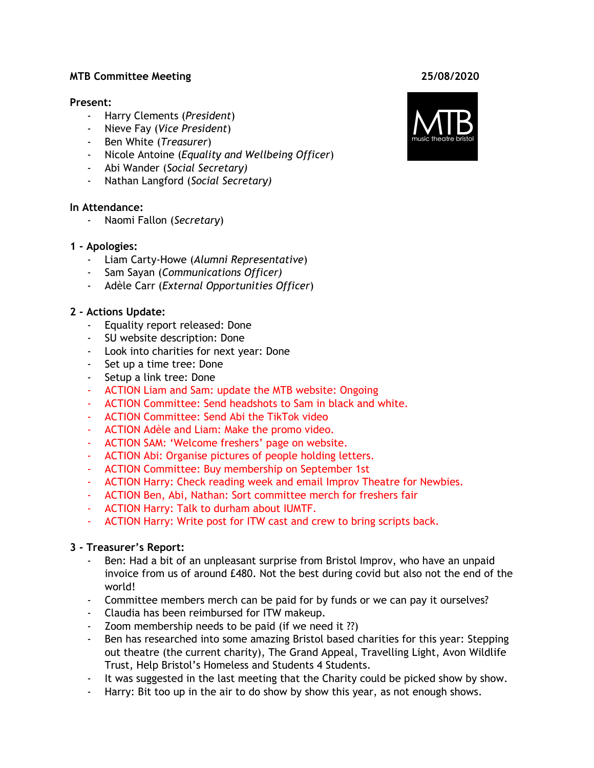**MTB Committee Meeting** **25/08/2020**

**Present:**

- Harry Clements (*President*)
- Nieve Fay (*Vice President*)
- Ben White (*Treasurer*)
- Nicole Antoine (*Equality and Wellbeing Officer*)
- Abi Wander (*Social Secretary)*
- Nathan Langford (*Social Secretary)*

**In Attendance:**

- Naomi Fallon (*Secretary*)

**1 - Apologies:**

- Liam Carty-Howe (*Alumni Representative*)
- Sam Sayan (*Communications Officer)*
- Adèle Carr (*External Opportunities Officer*)

**2 - Actions Update:**

- Equality report released: Done
- SU website description: Done
- Look into charities for next year: Done
- Set up a time tree: Done
- Setup a link tree: Done
- ACTION Liam and Sam: update the MTB website: Ongoing
- ACTION Committee: Send headshots to Sam in black and white.
- ACTION Committee: Send Abi the TikTok video
- ACTION Adèle and Liam: Make the promo video.
- ACTION SAM: 'Welcome freshers' page on website.
- ACTION Abi: Organise pictures of people holding letters.
- ACTION Committee: Buy membership on September 1st
- ACTION Harry: Check reading week and email Improv Theatre for Newbies.
- ACTION Ben, Abi, Nathan: Sort committee merch for freshers fair
- ACTION Harry: Talk to durham about IUMTF.
- ACTION Harry: Write post for ITW cast and crew to bring scripts back.

**3 - Treasurer's Report:**

- Ben: Had a bit of an unpleasant surprise from Bristol Improv, who have an unpaid invoice from us of around £480. Not the best during covid but also not the end of the world!
- Committee members merch can be paid for by funds or we can pay it ourselves?
- Claudia has been reimbursed for ITW makeup.
- Zoom membership needs to be paid (if we need it ??)
- Ben has researched into some amazing Bristol based charities for this year: Stepping out theatre (the current charity), The Grand Appeal, Travelling Light, Avon Wildlife Trust, Help Bristol's Homeless and Students 4 Students.
- It was suggested in the last meeting that the Charity could be picked show by show.
- Harry: Bit too up in the air to do show by show this year, as not enough shows.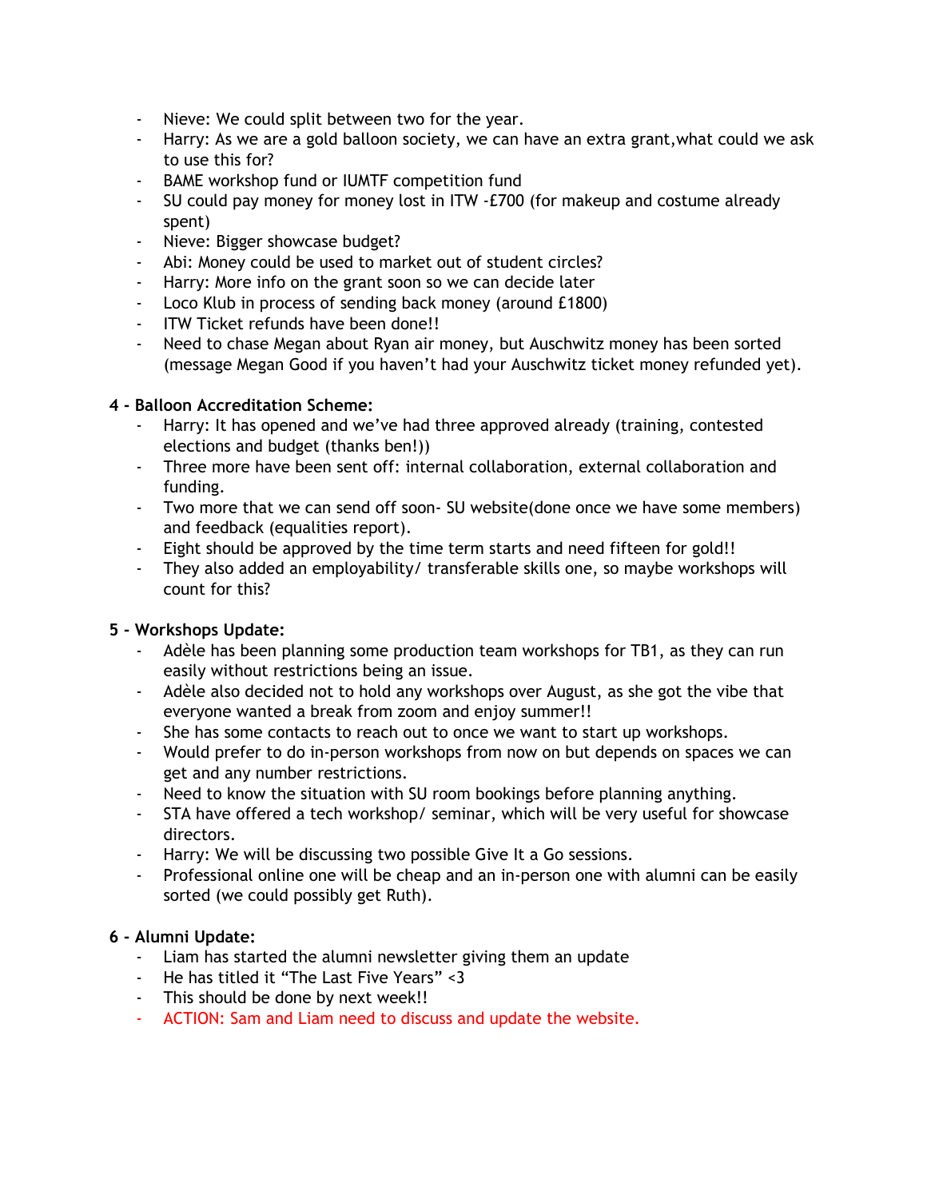- Nieve: We could split between two for the year.
- Harry: As we are a gold balloon society, we can have an extra grant,what could we ask to use this for?
- BAME workshop fund or IUMTF competition fund
- SU could pay money for money lost in ITW -£700 (for makeup and costume already spent)
- Nieve: Bigger showcase budget?
- Abi: Money could be used to market out of student circles?
- Harry: More info on the grant soon so we can decide later
- Loco Klub in process of sending back money (around £1800)
- ITW Ticket refunds have been done!!
- Need to chase Megan about Ryan air money, but Auschwitz money has been sorted (message Megan Good if you haven't had your Auschwitz ticket money refunded yet).

**4 - Balloon Accreditation Scheme:**

- Harry: It has opened and we've had three approved already (training, contested elections and budget (thanks ben!))
- Three more have been sent off: internal collaboration, external collaboration and funding.
- Two more that we can send off soon- SU website(done once we have some members) and feedback (equalities report).
- Eight should be approved by the time term starts and need fifteen for gold!!
- They also added an employability/ transferable skills one, so maybe workshops will count for this?

**5 - Workshops Update:**

- Adèle has been planning some production team workshops for TB1, as they can run easily without restrictions being an issue.
- Adèle also decided not to hold any workshops over August, as she got the vibe that everyone wanted a break from zoom and enjoy summer!!
- She has some contacts to reach out to once we want to start up workshops.
- Would prefer to do in-person workshops from now on but depends on spaces we can get and any number restrictions.
- Need to know the situation with SU room bookings before planning anything.
- STA have offered a tech workshop/ seminar, which will be very useful for showcase directors.
- Harry: We will be discussing two possible Give It a Go sessions.
- Professional online one will be cheap and an in-person one with alumni can be easily sorted (we could possibly get Ruth).

**6 - Alumni Update:**

- Liam has started the alumni newsletter giving them an update
- He has titled it "The Last Five Years" <3
- This should be done by next week!!
- ACTION: Sam and Liam need to discuss and update the website.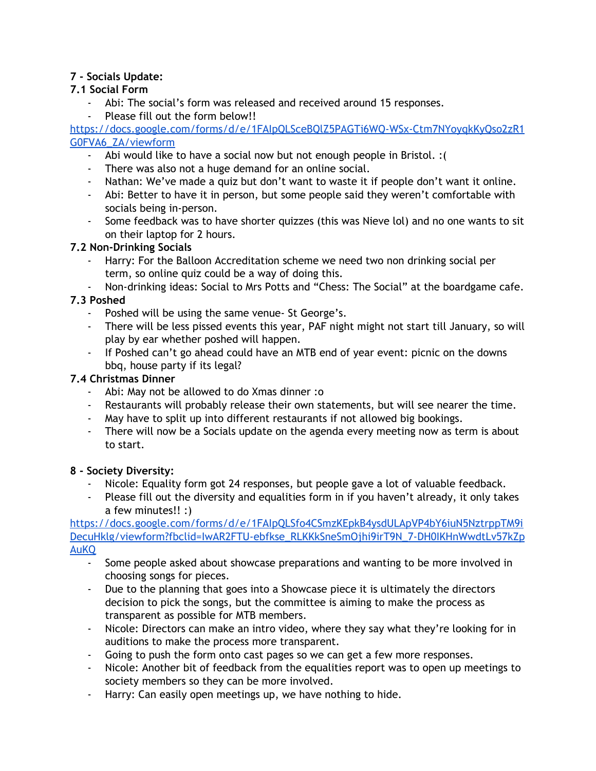**7 - Socials Update:**

**7.1 Social Form**

- Abi: The social's form was released and received around 15 responses.
- Please fill out the form below!!

https://docs.google.com/forms/d/e/1FAIpQLSceBQlZ5PAGTi6WQ-WSx-Ctm7NYoyqkKyQso2zR1G0FVA6_ZA/viewform

- Abi would like to have a social now but not enough people in Bristol. :(
- There was also not a huge demand for an online social.
- Nathan: We've made a quiz but don't want to waste it if people don't want it online.
- Abi: Better to have it in person, but some people said they weren't comfortable with socials being in-person.
- Some feedback was to have shorter quizzes (this was Nieve lol) and no one wants to sit on their laptop for 2 hours.

**7.2 Non-Drinking Socials**

- Harry: For the Balloon Accreditation scheme we need two non drinking social per term, so online quiz could be a way of doing this.
- Non-drinking ideas: Social to Mrs Potts and "Chess: The Social" at the boardgame cafe.

**7.3 Poshed**

- Poshed will be using the same venue- St George's.
- There will be less pissed events this year, PAF night might not start till January, so will play by ear whether poshed will happen.
- If Poshed can't go ahead could have an MTB end of year event: picnic on the downs bbq, house party if its legal?

**7.4 Christmas Dinner**

- Abi: May not be allowed to do Xmas dinner :o
- Restaurants will probably release their own statements, but will see nearer the time.
- May have to split up into different restaurants if not allowed big bookings.
- There will now be a Socials update on the agenda every meeting now as term is about to start.

**8 - Society Diversity:**

- Nicole: Equality form got 24 responses, but people gave a lot of valuable feedback.
- Please fill out the diversity and equalities form in if you haven't already, it only takes a few minutes!! :)

https://docs.google.com/forms/d/e/1FAIpQLSfo4CSmzKEpkB4ysdULApVP4bY6iuN5NztrppTM9iDecuHklg/viewform?fbclid=IwAR2FTU-ebfkse_RLKKkSneSmOjhi9irT9N_7-DH0IKHnWwdtLv57kZpAuKQ

- Some people asked about showcase preparations and wanting to be more involved in choosing songs for pieces.
- Due to the planning that goes into a Showcase piece it is ultimately the directors decision to pick the songs, but the committee is aiming to make the process as transparent as possible for MTB members.
- Nicole: Directors can make an intro video, where they say what they're looking for in auditions to make the process more transparent.
- Going to push the form onto cast pages so we can get a few more responses.
- Nicole: Another bit of feedback from the equalities report was to open up meetings to society members so they can be more involved.
- Harry: Can easily open meetings up, we have nothing to hide.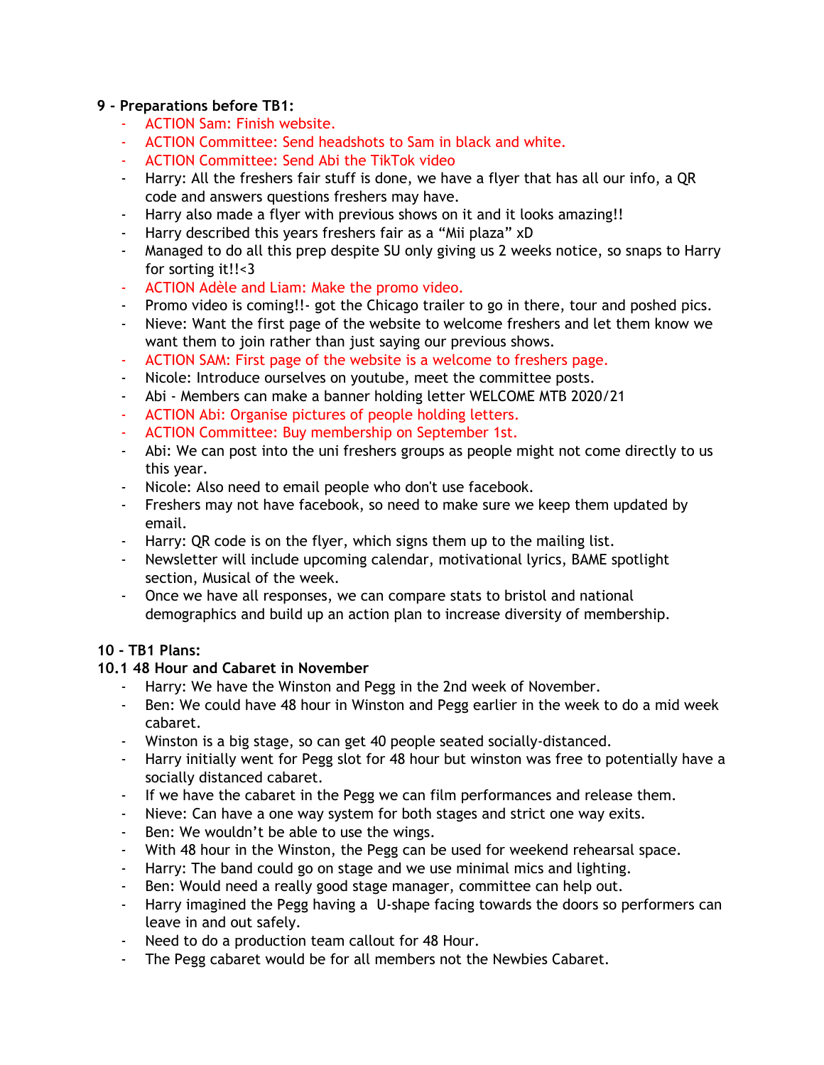**9 - Preparations before TB1:**

- ACTION Sam: Finish website.
- ACTION Committee: Send headshots to Sam in black and white.
- ACTION Committee: Send Abi the TikTok video
- Harry: All the freshers fair stuff is done, we have a flyer that has all our info, a QR code and answers questions freshers may have.
- Harry also made a flyer with previous shows on it and it looks amazing!!
- Harry described this years freshers fair as a "Mii plaza" xD
- Managed to do all this prep despite SU only giving us 2 weeks notice, so snaps to Harry for sorting it!!<3
- ACTION Adèle and Liam: Make the promo video.
- Promo video is coming!!- got the Chicago trailer to go in there, tour and poshed pics.
- Nieve: Want the first page of the website to welcome freshers and let them know we want them to join rather than just saying our previous shows.
- ACTION SAM: First page of the website is a welcome to freshers page.
- Nicole: Introduce ourselves on youtube, meet the committee posts.
- Abi - Members can make a banner holding letter WELCOME MTB 2020/21
- ACTION Abi: Organise pictures of people holding letters.
- ACTION Committee: Buy membership on September 1st.
- Abi: We can post into the uni freshers groups as people might not come directly to us this year.
- Nicole: Also need to email people who don't use facebook.
- Freshers may not have facebook, so need to make sure we keep them updated by email.
- Harry: QR code is on the flyer, which signs them up to the mailing list.
- Newsletter will include upcoming calendar, motivational lyrics, BAME spotlight section, Musical of the week.
- Once we have all responses, we can compare stats to bristol and national demographics and build up an action plan to increase diversity of membership.

**10 - TB1 Plans:**

**10.1 48 Hour and Cabaret in November**

- Harry: We have the Winston and Pegg in the 2nd week of November.
- Ben: We could have 48 hour in Winston and Pegg earlier in the week to do a mid week cabaret.
- Winston is a big stage, so can get 40 people seated socially-distanced.
- Harry initially went for Pegg slot for 48 hour but winston was free to potentially have a socially distanced cabaret.
- If we have the cabaret in the Pegg we can film performances and release them.
- Nieve: Can have a one way system for both stages and strict one way exits.
- Ben: We wouldn't be able to use the wings.
- With 48 hour in the Winston, the Pegg can be used for weekend rehearsal space.
- Harry: The band could go on stage and we use minimal mics and lighting.
- Ben: Would need a really good stage manager, committee can help out.
- Harry imagined the Pegg having a U-shape facing towards the doors so performers can leave in and out safely.
- Need to do a production team callout for 48 Hour.
- The Pegg cabaret would be for all members not the Newbies Cabaret.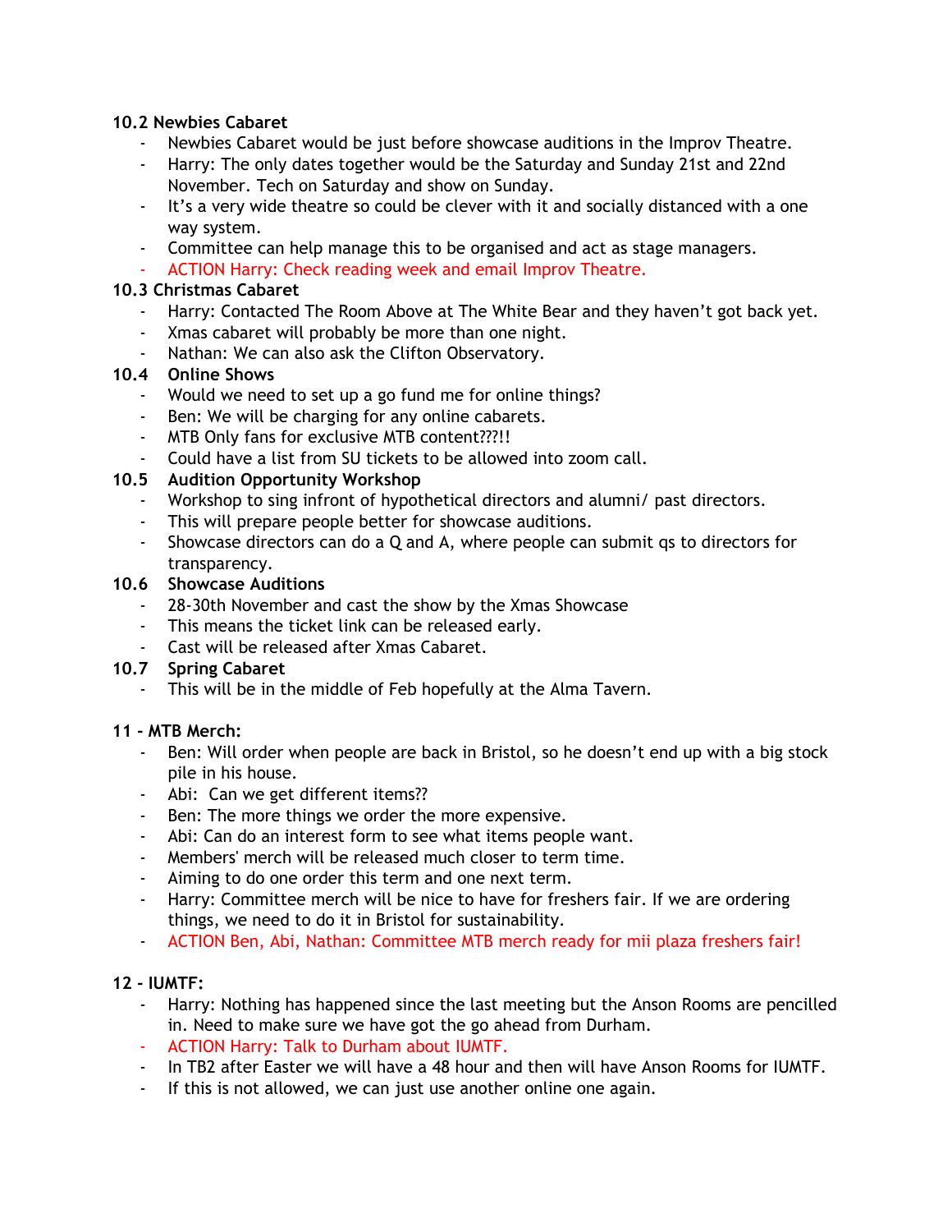**10.2 Newbies Cabaret**

- Newbies Cabaret would be just before showcase auditions in the Improv Theatre.
- Harry: The only dates together would be the Saturday and Sunday 21st and 22nd November. Tech on Saturday and show on Sunday.
- It's a very wide theatre so could be clever with it and socially distanced with a one way system.
- Committee can help manage this to be organised and act as stage managers.
- ACTION Harry: Check reading week and email Improv Theatre.

**10.3 Christmas Cabaret**

- Harry: Contacted The Room Above at The White Bear and they haven't got back yet.
- Xmas cabaret will probably be more than one night.
- Nathan: We can also ask the Clifton Observatory.

**10.4 Online Shows**

- Would we need to set up a go fund me for online things?
- Ben: We will be charging for any online cabarets.
- MTB Only fans for exclusive MTB content???!!
- Could have a list from SU tickets to be allowed into zoom call.

**10.5 Audition Opportunity Workshop**

- Workshop to sing infront of hypothetical directors and alumni/ past directors.
- This will prepare people better for showcase auditions.
- Showcase directors can do a Q and A, where people can submit qs to directors for transparency.

**10.6 Showcase Auditions**

- 28-30th November and cast the show by the Xmas Showcase
- This means the ticket link can be released early.
- Cast will be released after Xmas Cabaret.

**10.7 Spring Cabaret**

- This will be in the middle of Feb hopefully at the Alma Tavern.

**11 - MTB Merch:**

- Ben: Will order when people are back in Bristol, so he doesn't end up with a big stock pile in his house.
- Abi: Can we get different items??
- Ben: The more things we order the more expensive.
- Abi: Can do an interest form to see what items people want.
- Members' merch will be released much closer to term time.
- Aiming to do one order this term and one next term.
- Harry: Committee merch will be nice to have for freshers fair. If we are ordering things, we need to do it in Bristol for sustainability.
- ACTION Ben, Abi, Nathan: Committee MTB merch ready for mii plaza freshers fair!

**12 - IUMTF:**

- Harry: Nothing has happened since the last meeting but the Anson Rooms are pencilled in. Need to make sure we have got the go ahead from Durham.
- ACTION Harry: Talk to Durham about IUMTF.
- In TB2 after Easter we will have a 48 hour and then will have Anson Rooms for IUMTF.
- If this is not allowed, we can just use another online one again.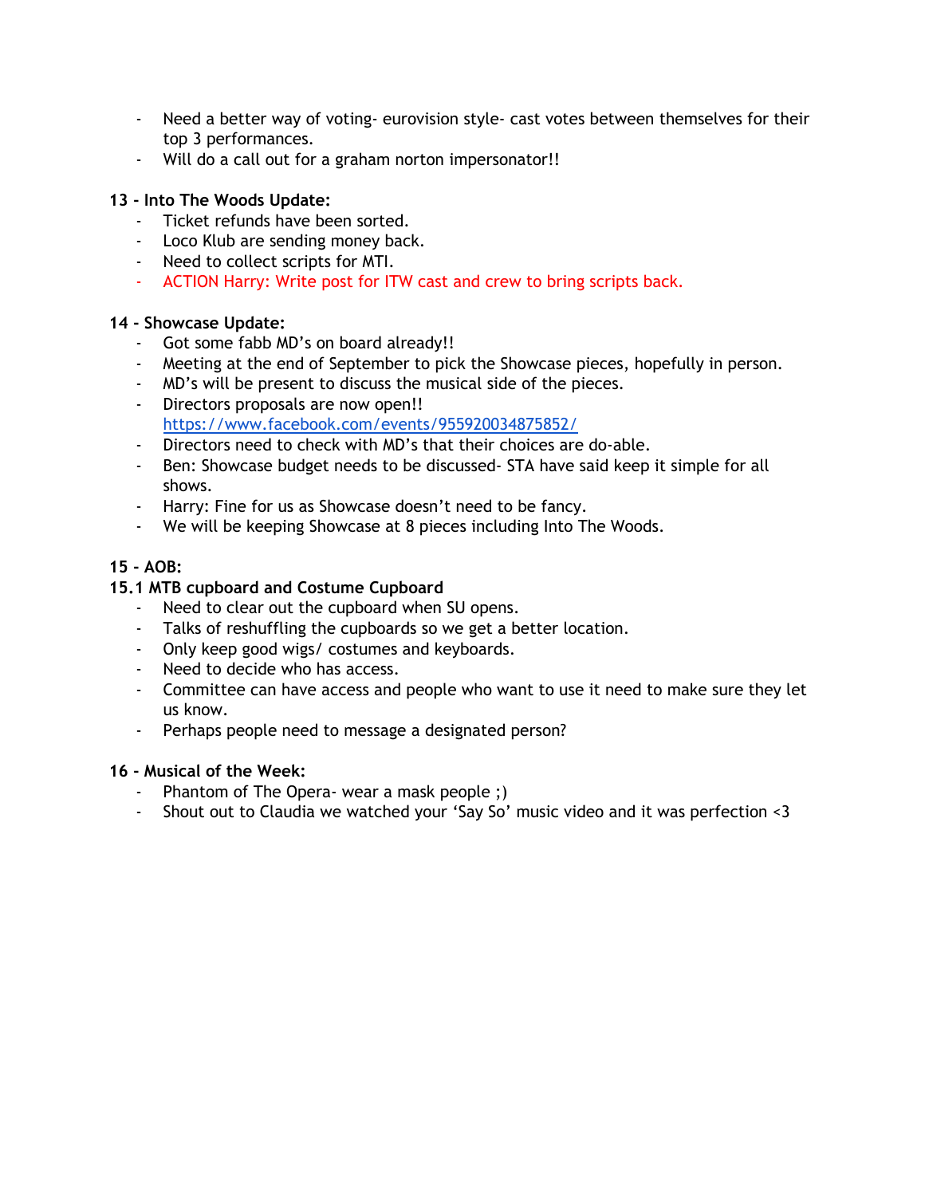- Need a better way of voting- eurovision style- cast votes between themselves for their top 3 performances.
- Will do a call out for a graham norton impersonator!!

**13 - Into The Woods Update:**

- Ticket refunds have been sorted.
- Loco Klub are sending money back.
- Need to collect scripts for MTI.
- ACTION Harry: Write post for ITW cast and crew to bring scripts back.

**14 - Showcase Update:**

- Got some fabb MD's on board already!!
- Meeting at the end of September to pick the Showcase pieces, hopefully in person.
- MD's will be present to discuss the musical side of the pieces.
- Directors proposals are now open!! https://www.facebook.com/events/955920034875852/
- Directors need to check with MD's that their choices are do-able.
- Ben: Showcase budget needs to be discussed- STA have said keep it simple for all shows.
- Harry: Fine for us as Showcase doesn't need to be fancy.
- We will be keeping Showcase at 8 pieces including Into The Woods.

**15 - AOB:**

**15.1 MTB cupboard and Costume Cupboard**

- Need to clear out the cupboard when SU opens.
- Talks of reshuffling the cupboards so we get a better location.
- Only keep good wigs/ costumes and keyboards.
- Need to decide who has access.
- Committee can have access and people who want to use it need to make sure they let us know.
- Perhaps people need to message a designated person?

**16 - Musical of the Week:**

- Phantom of The Opera- wear a mask people ;)
- Shout out to Claudia we watched your 'Say So' music video and it was perfection <3